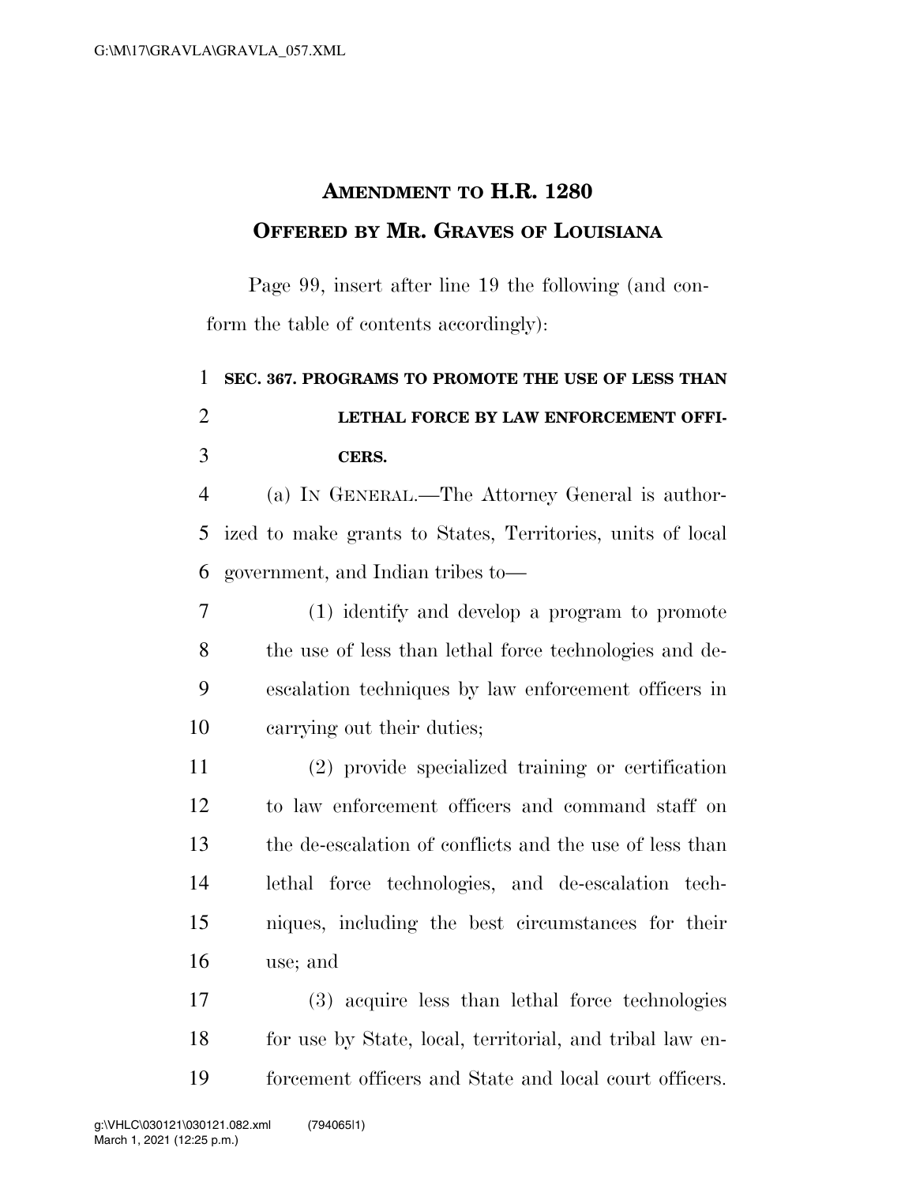# Amendment to H.R. 1280

## Offered by Mr. Graves of Louisiana

Page 99, insert after line 19 the following (and conform the table of contents accordingly):

**SEC. 367. PROGRAMS TO PROMOTE THE USE OF LESS THAN LETHAL FORCE BY LAW ENFORCEMENT OFFICERS.**

(a) IN GENERAL.—The Attorney General is authorized to make grants to States, Territories, units of local government, and Indian tribes to—

(1) identify and develop a program to promote the use of less than lethal force technologies and de-escalation techniques by law enforcement officers in carrying out their duties;

(2) provide specialized training or certification to law enforcement officers and command staff on the de-escalation of conflicts and the use of less than lethal force technologies, and de-escalation techniques, including the best circumstances for their use; and

(3) acquire less than lethal force technologies for use by State, local, territorial, and tribal law enforcement officers and State and local court officers.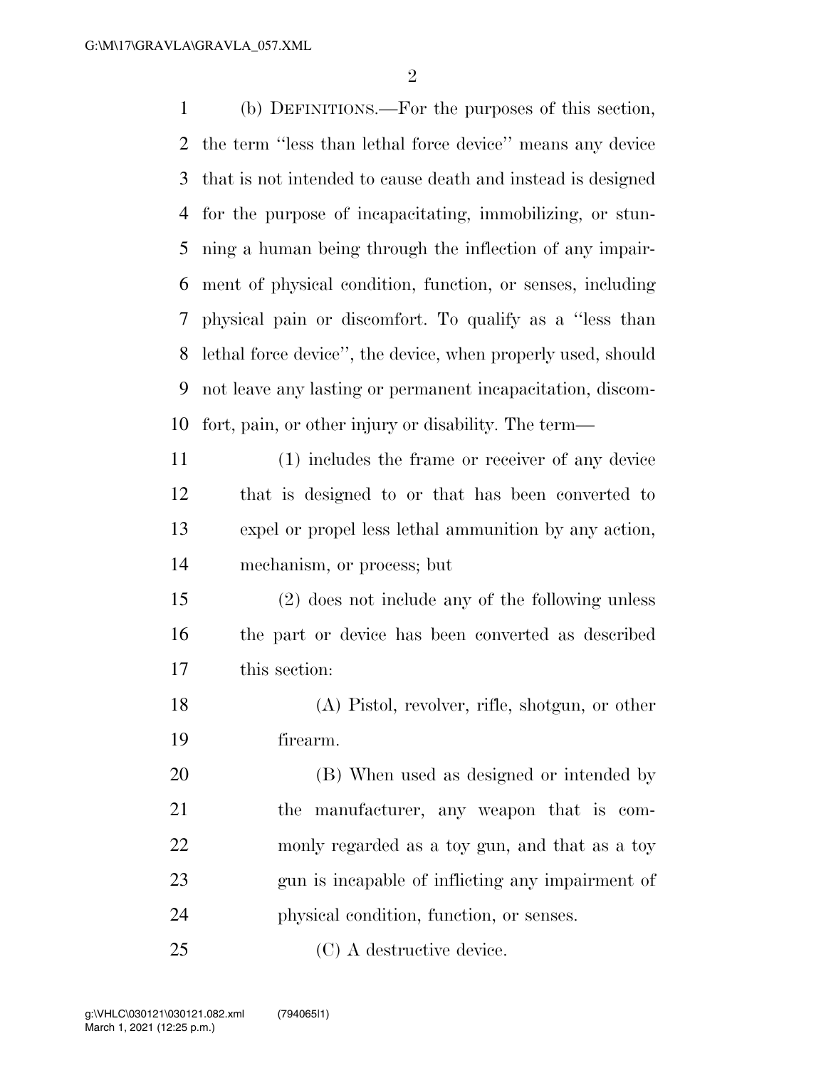(b) DEFINITIONS.—For the purposes of this section, the term ''less than lethal force device'' means any device that is not intended to cause death and instead is designed for the purpose of incapacitating, immobilizing, or stunning a human being through the inflection of any impairment of physical condition, function, or senses, including physical pain or discomfort. To qualify as a ''less than lethal force device'', the device, when properly used, should not leave any lasting or permanent incapacitation, discomfort, pain, or other injury or disability. The term—

(1) includes the frame or receiver of any device that is designed to or that has been converted to expel or propel less lethal ammunition by any action, mechanism, or process; but

(2) does not include any of the following unless the part or device has been converted as described this section:

(A) Pistol, revolver, rifle, shotgun, or other firearm.

(B) When used as designed or intended by the manufacturer, any weapon that is commonly regarded as a toy gun, and that as a toy gun is incapable of inflicting any impairment of physical condition, function, or senses.

(C) A destructive device.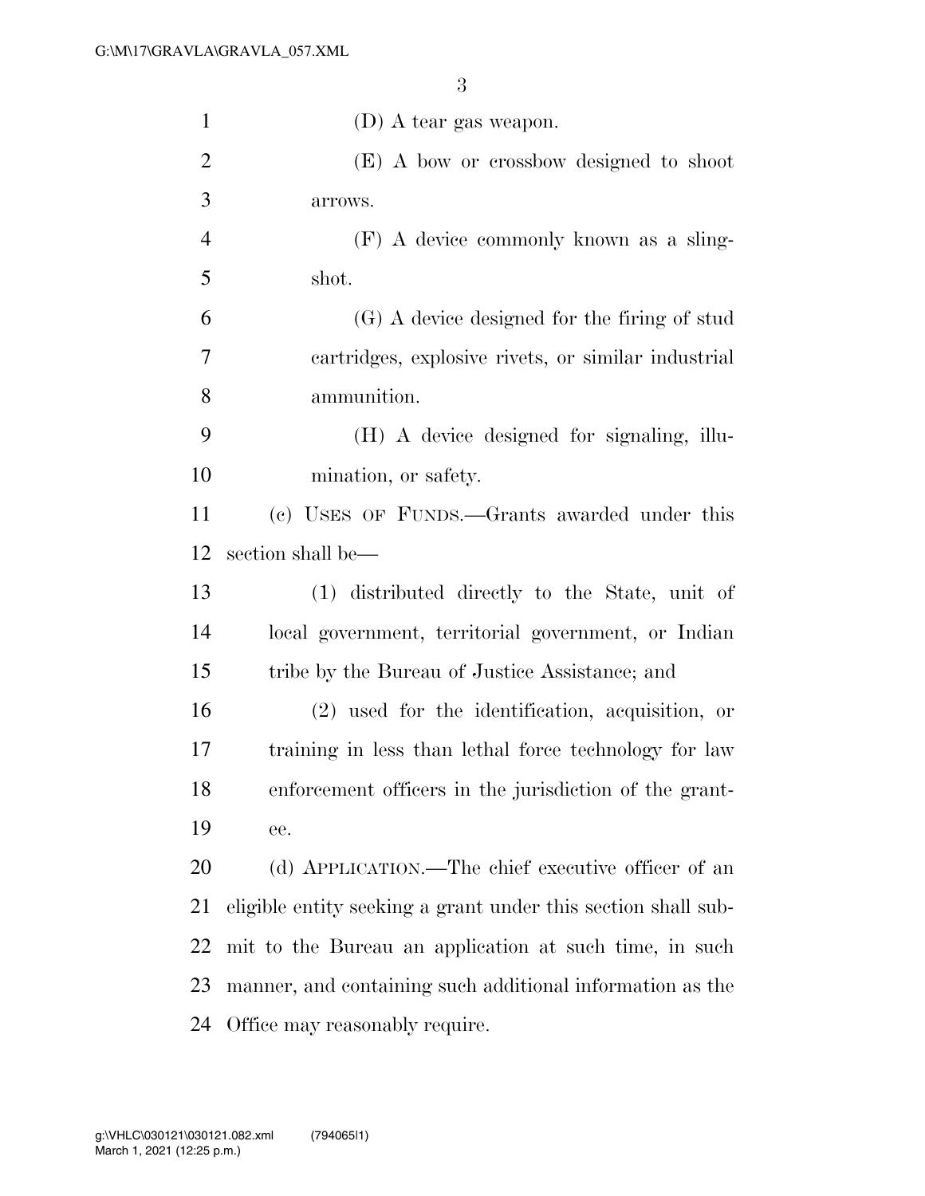(D) A tear gas weapon.

(E) A bow or crossbow designed to shoot arrows.

(F) A device commonly known as a slingshot.

(G) A device designed for the firing of stud cartridges, explosive rivets, or similar industrial ammunition.

(H) A device designed for signaling, illumination, or safety.

(c) USES OF FUNDS.—Grants awarded under this section shall be—

(1) distributed directly to the State, unit of local government, territorial government, or Indian tribe by the Bureau of Justice Assistance; and

(2) used for the identification, acquisition, or training in less than lethal force technology for law enforcement officers in the jurisdiction of the grantee.

(d) APPLICATION.—The chief executive officer of an eligible entity seeking a grant under this section shall submit to the Bureau an application at such time, in such manner, and containing such additional information as the Office may reasonably require.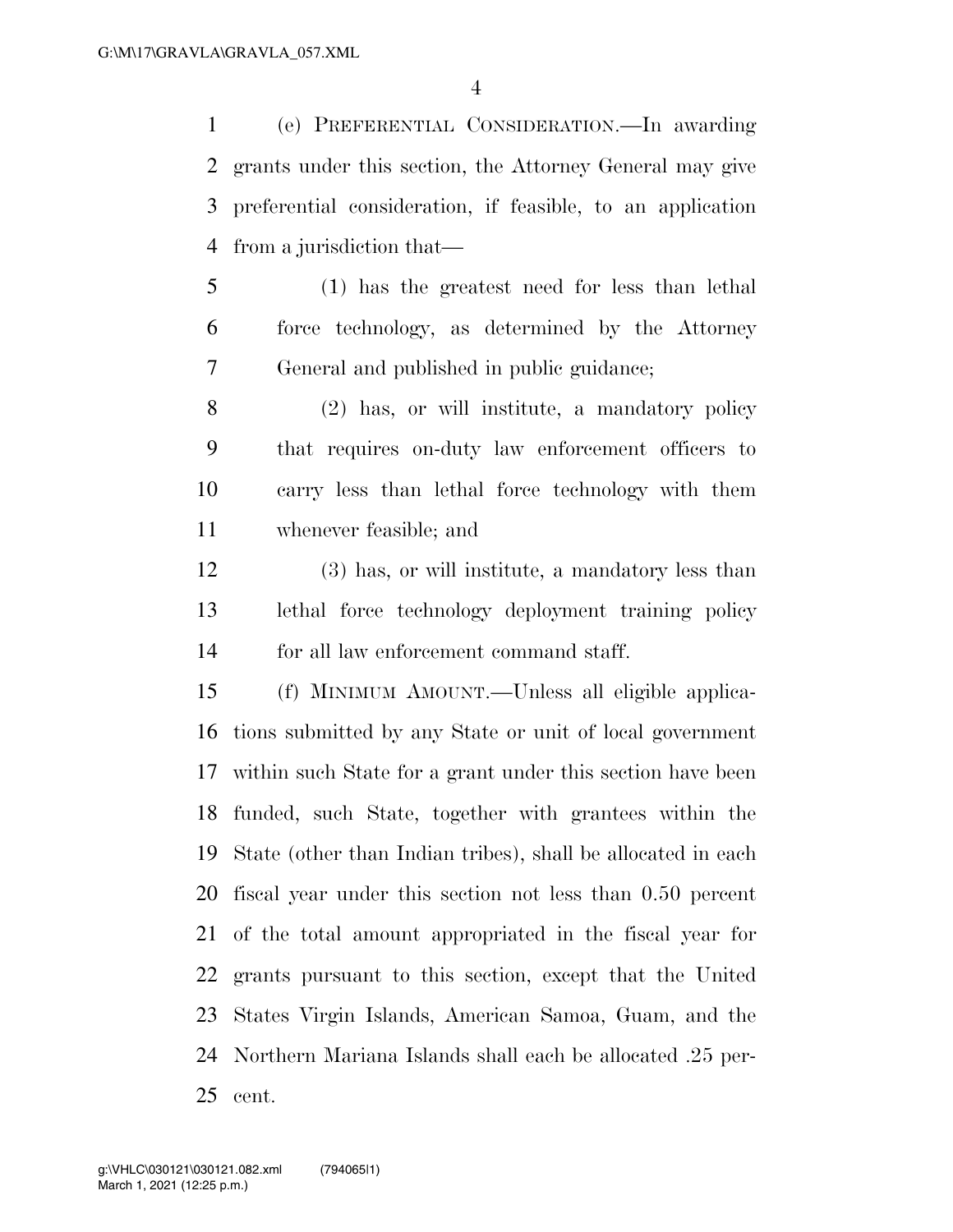(e) PREFERENTIAL CONSIDERATION.—In awarding grants under this section, the Attorney General may give preferential consideration, if feasible, to an application from a jurisdiction that—

(1) has the greatest need for less than lethal force technology, as determined by the Attorney General and published in public guidance;

(2) has, or will institute, a mandatory policy that requires on-duty law enforcement officers to carry less than lethal force technology with them whenever feasible; and

(3) has, or will institute, a mandatory less than lethal force technology deployment training policy for all law enforcement command staff.

(f) MINIMUM AMOUNT.—Unless all eligible applications submitted by any State or unit of local government within such State for a grant under this section have been funded, such State, together with grantees within the State (other than Indian tribes), shall be allocated in each fiscal year under this section not less than 0.50 percent of the total amount appropriated in the fiscal year for grants pursuant to this section, except that the United States Virgin Islands, American Samoa, Guam, and the Northern Mariana Islands shall each be allocated .25 percent.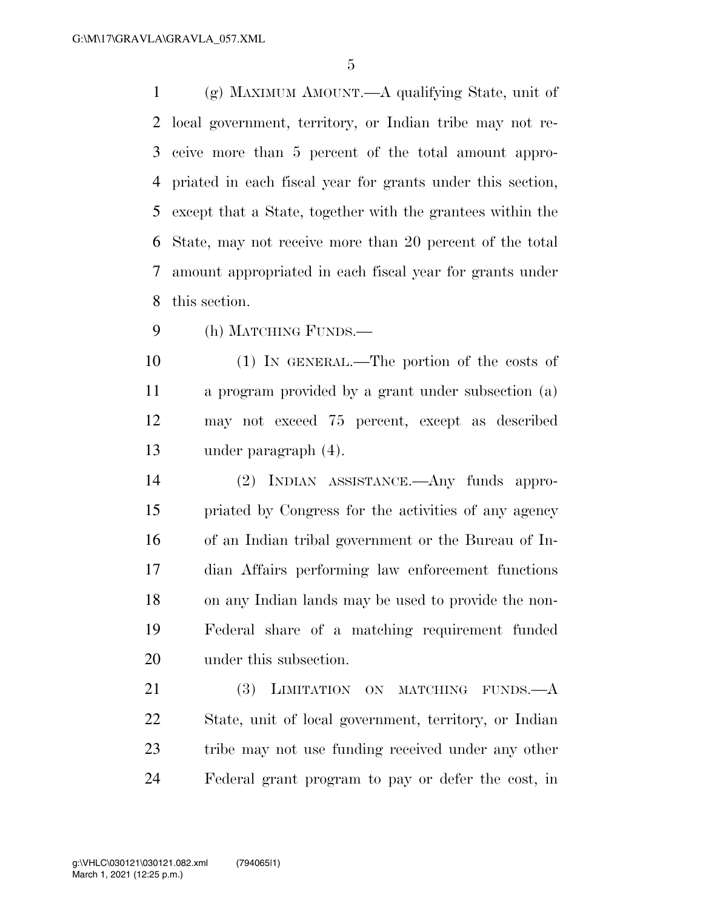(g) MAXIMUM AMOUNT.—A qualifying State, unit of local government, territory, or Indian tribe may not receive more than 5 percent of the total amount appropriated in each fiscal year for grants under this section, except that a State, together with the grantees within the State, may not receive more than 20 percent of the total amount appropriated in each fiscal year for grants under this section.

(h) MATCHING FUNDS.—

(1) IN GENERAL.—The portion of the costs of a program provided by a grant under subsection (a) may not exceed 75 percent, except as described under paragraph (4).

(2) INDIAN ASSISTANCE.—Any funds appropriated by Congress for the activities of any agency of an Indian tribal government or the Bureau of Indian Affairs performing law enforcement functions on any Indian lands may be used to provide the non-Federal share of a matching requirement funded under this subsection.

(3) LIMITATION ON MATCHING FUNDS.—A State, unit of local government, territory, or Indian tribe may not use funding received under any other Federal grant program to pay or defer the cost, in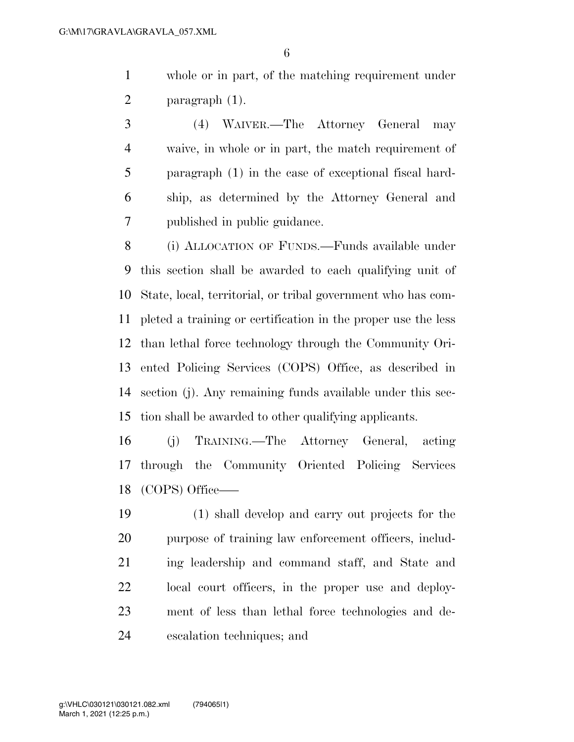whole or in part, of the matching requirement under paragraph (1).

(4) WAIVER.—The Attorney General may waive, in whole or in part, the match requirement of paragraph (1) in the case of exceptional fiscal hardship, as determined by the Attorney General and published in public guidance.

(i) ALLOCATION OF FUNDS.—Funds available under this section shall be awarded to each qualifying unit of State, local, territorial, or tribal government who has completed a training or certification in the proper use the less than lethal force technology through the Community Oriented Policing Services (COPS) Office, as described in section (j). Any remaining funds available under this section shall be awarded to other qualifying applicants.

(j) TRAINING.—The Attorney General, acting through the Community Oriented Policing Services (COPS) Office——

(1) shall develop and carry out projects for the purpose of training law enforcement officers, including leadership and command staff, and State and local court officers, in the proper use and deployment of less than lethal force technologies and de-escalation techniques; and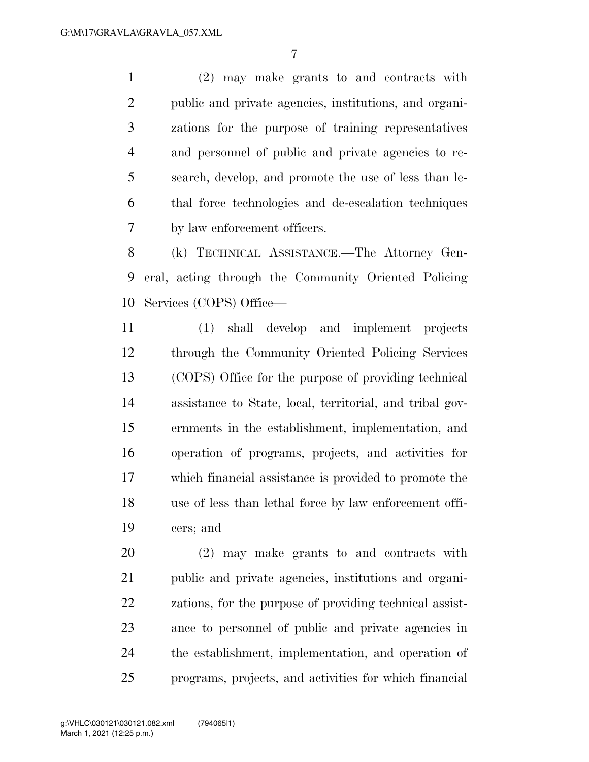(2) may make grants to and contracts with public and private agencies, institutions, and organizations for the purpose of training representatives and personnel of public and private agencies to research, develop, and promote the use of less than lethal force technologies and de-escalation techniques by law enforcement officers.

(k) TECHNICAL ASSISTANCE.—The Attorney General, acting through the Community Oriented Policing Services (COPS) Office—

(1) shall develop and implement projects through the Community Oriented Policing Services (COPS) Office for the purpose of providing technical assistance to State, local, territorial, and tribal governments in the establishment, implementation, and operation of programs, projects, and activities for which financial assistance is provided to promote the use of less than lethal force by law enforcement officers; and

(2) may make grants to and contracts with public and private agencies, institutions and organizations, for the purpose of providing technical assistance to personnel of public and private agencies in the establishment, implementation, and operation of programs, projects, and activities for which financial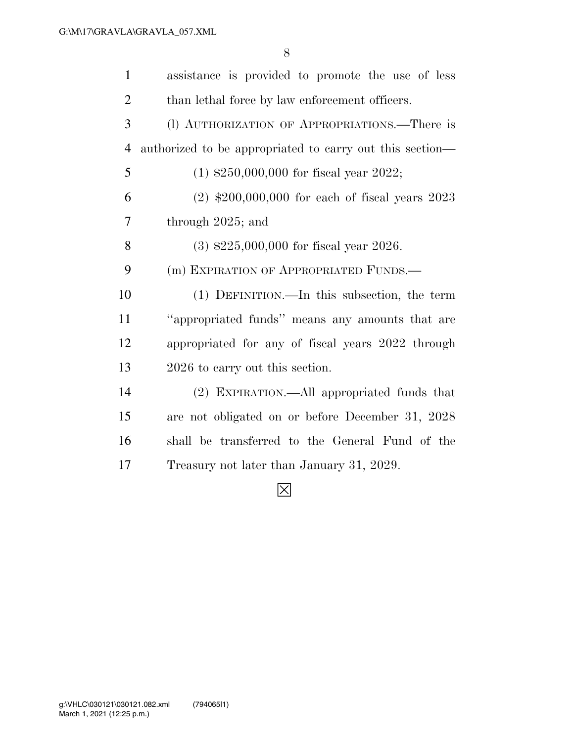assistance is provided to promote the use of less than lethal force by law enforcement officers.

(l) AUTHORIZATION OF APPROPRIATIONS.—There is authorized to be appropriated to carry out this section—

(1) $250,000,000 for fiscal year 2022;

(2) $200,000,000 for each of fiscal years 2023 through 2025; and

(3) $225,000,000 for fiscal year 2026.

(m) EXPIRATION OF APPROPRIATED FUNDS.—

(1) DEFINITION.—In this subsection, the term "appropriated funds" means any amounts that are appropriated for any of fiscal years 2022 through 2026 to carry out this section.

(2) EXPIRATION.—All appropriated funds that are not obligated on or before December 31, 2028 shall be transferred to the General Fund of the Treasury not later than January 31, 2029.